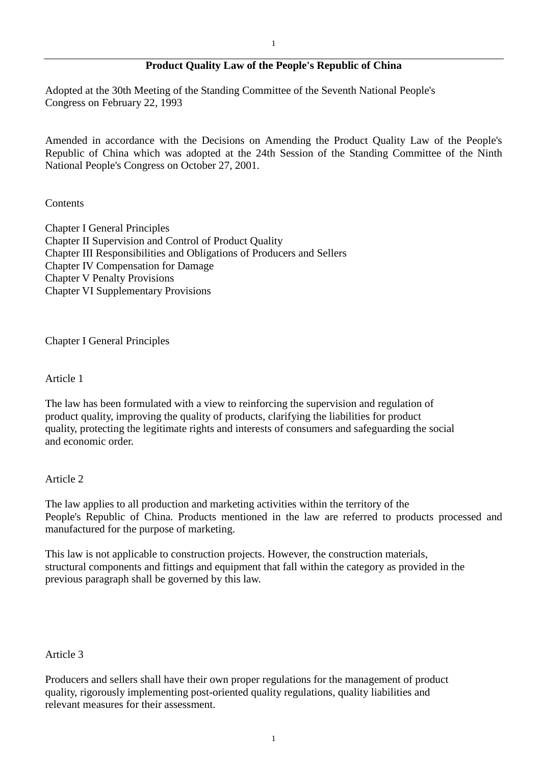# Product Quality Law of the People's Republic of China

Adopted at the 30th Meeting of the Standing Committee of the Seventh National People's Congress on February 22, 1993

Amended in accordance with the Decisions on Amending the Product Quality Law of the People's Republic of China which was adopted at the 24th Session of the Standing Committee of the Ninth National People's Congress on October 27, 2001.

Contents

Chapter I General Principles
Chapter II Supervision and Control of Product Quality
Chapter III Responsibilities and Obligations of Producers and Sellers
Chapter IV Compensation for Damage
Chapter V Penalty Provisions
Chapter VI Supplementary Provisions

## Chapter I General Principles

### Article 1

The law has been formulated with a view to reinforcing the supervision and regulation of product quality, improving the quality of products, clarifying the liabilities for product quality, protecting the legitimate rights and interests of consumers and safeguarding the social and economic order.

### Article 2

The law applies to all production and marketing activities within the territory of the People's Republic of China. Products mentioned in the law are referred to products processed and manufactured for the purpose of marketing.

This law is not applicable to construction projects. However, the construction materials, structural components and fittings and equipment that fall within the category as provided in the previous paragraph shall be governed by this law.

### Article 3

Producers and sellers shall have their own proper regulations for the management of product quality, rigorously implementing post-oriented quality regulations, quality liabilities and relevant measures for their assessment.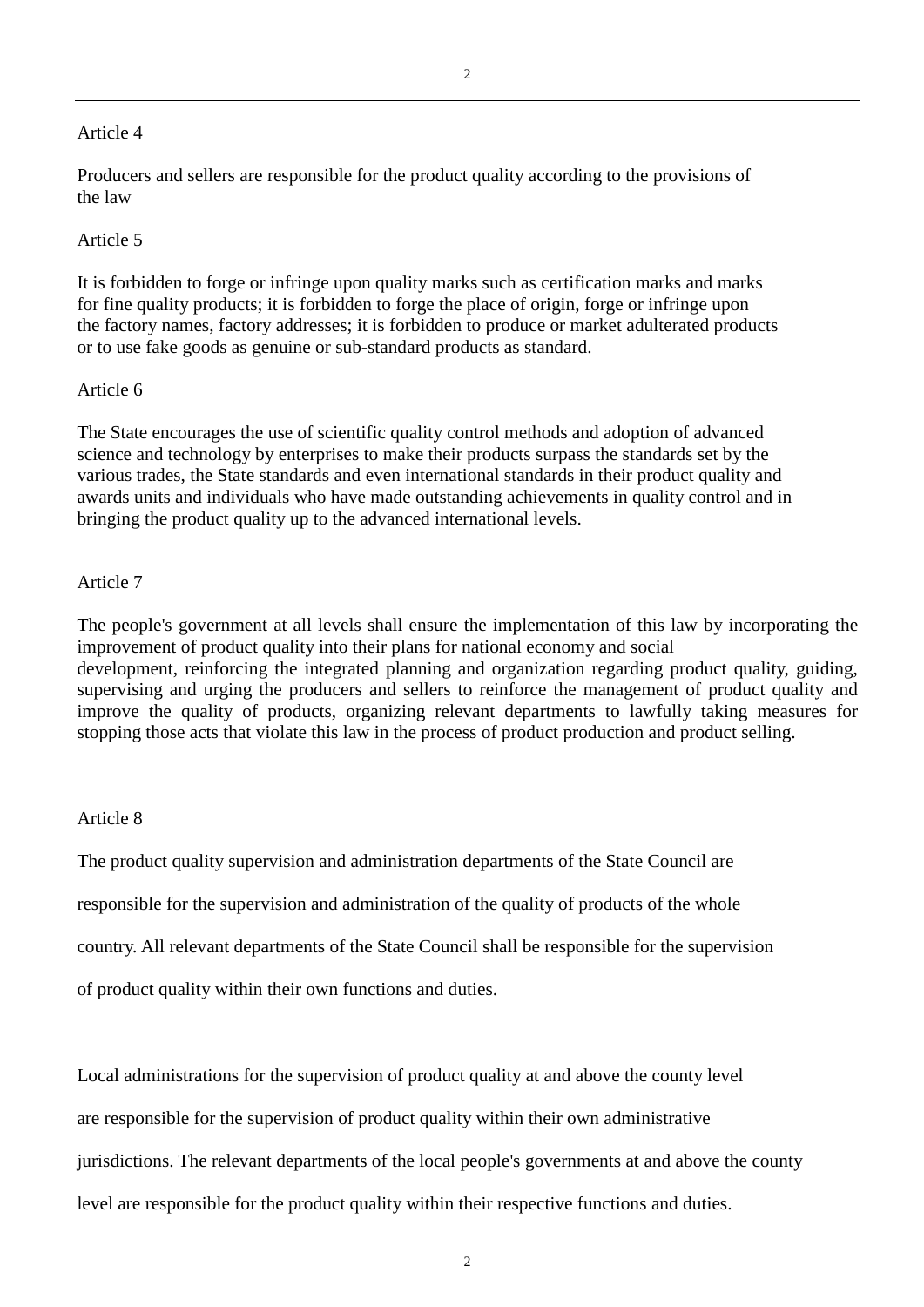Article 4

Producers and sellers are responsible for the product quality according to the provisions of the law

Article 5

It is forbidden to forge or infringe upon quality marks such as certification marks and marks for fine quality products; it is forbidden to forge the place of origin, forge or infringe upon the factory names, factory addresses; it is forbidden to produce or market adulterated products or to use fake goods as genuine or sub-standard products as standard.

Article 6

The State encourages the use of scientific quality control methods and adoption of advanced science and technology by enterprises to make their products surpass the standards set by the various trades, the State standards and even international standards in their product quality and awards units and individuals who have made outstanding achievements in quality control and in bringing the product quality up to the advanced international levels.

Article 7

The people's government at all levels shall ensure the implementation of this law by incorporating the improvement of product quality into their plans for national economy and social development, reinforcing the integrated planning and organization regarding product quality, guiding, supervising and urging the producers and sellers to reinforce the management of product quality and improve the quality of products, organizing relevant departments to lawfully taking measures for stopping those acts that violate this law in the process of product production and product selling.

Article 8

The product quality supervision and administration departments of the State Council are responsible for the supervision and administration of the quality of products of the whole country. All relevant departments of the State Council shall be responsible for the supervision of product quality within their own functions and duties.

Local administrations for the supervision of product quality at and above the county level are responsible for the supervision of product quality within their own administrative jurisdictions. The relevant departments of the local people's governments at and above the county level are responsible for the product quality within their respective functions and duties.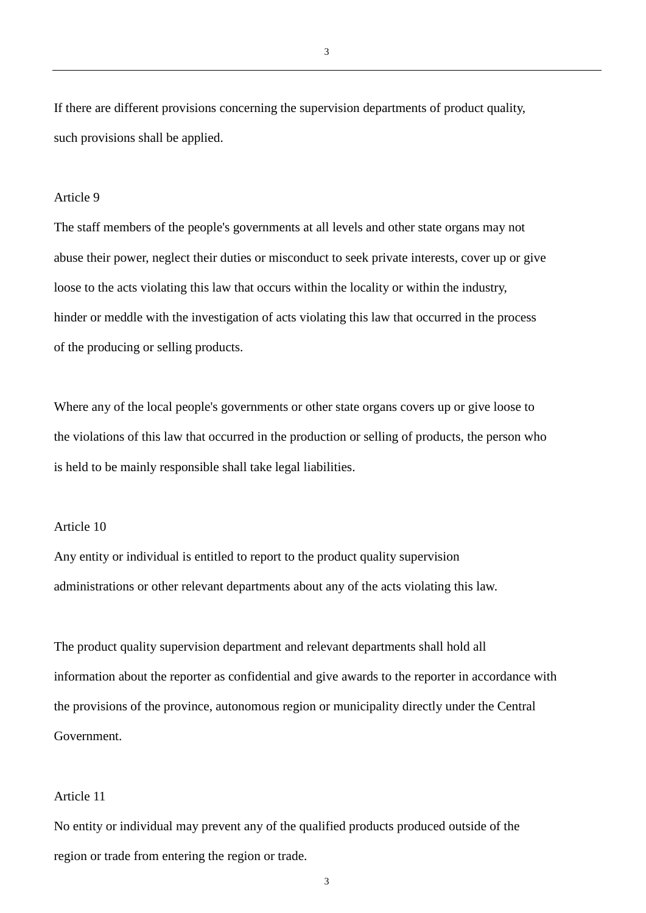If there are different provisions concerning the supervision departments of product quality, such provisions shall be applied.

Article 9

The staff members of the people's governments at all levels and other state organs may not abuse their power, neglect their duties or misconduct to seek private interests, cover up or give loose to the acts violating this law that occurs within the locality or within the industry, hinder or meddle with the investigation of acts violating this law that occurred in the process of the producing or selling products.

Where any of the local people's governments or other state organs covers up or give loose to the violations of this law that occurred in the production or selling of products, the person who is held to be mainly responsible shall take legal liabilities.

Article 10

Any entity or individual is entitled to report to the product quality supervision administrations or other relevant departments about any of the acts violating this law.

The product quality supervision department and relevant departments shall hold all information about the reporter as confidential and give awards to the reporter in accordance with the provisions of the province, autonomous region or municipality directly under the Central Government.

Article 11

No entity or individual may prevent any of the qualified products produced outside of the region or trade from entering the region or trade.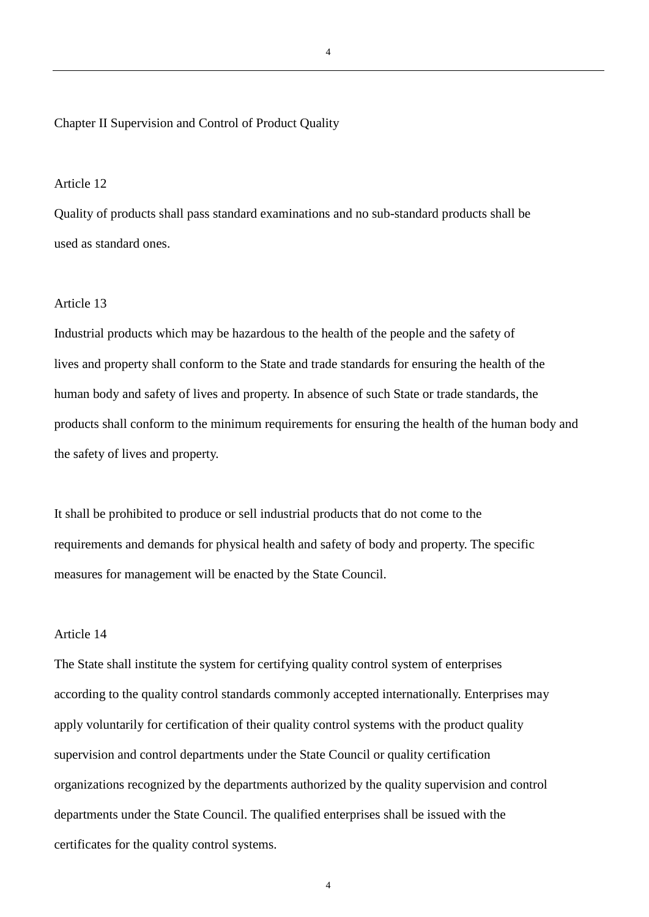## Chapter II Supervision and Control of Product Quality

### Article 12

Quality of products shall pass standard examinations and no sub-standard products shall be used as standard ones.

### Article 13

Industrial products which may be hazardous to the health of the people and the safety of lives and property shall conform to the State and trade standards for ensuring the health of the human body and safety of lives and property. In absence of such State or trade standards, the products shall conform to the minimum requirements for ensuring the health of the human body and the safety of lives and property.

It shall be prohibited to produce or sell industrial products that do not come to the requirements and demands for physical health and safety of body and property. The specific measures for management will be enacted by the State Council.

### Article 14

The State shall institute the system for certifying quality control system of enterprises according to the quality control standards commonly accepted internationally. Enterprises may apply voluntarily for certification of their quality control systems with the product quality supervision and control departments under the State Council or quality certification organizations recognized by the departments authorized by the quality supervision and control departments under the State Council. The qualified enterprises shall be issued with the certificates for the quality control systems.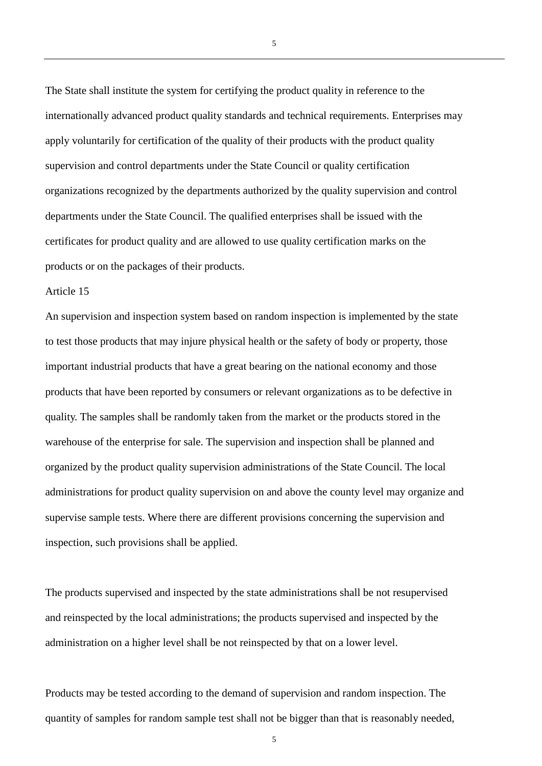The State shall institute the system for certifying the product quality in reference to the internationally advanced product quality standards and technical requirements. Enterprises may apply voluntarily for certification of the quality of their products with the product quality supervision and control departments under the State Council or quality certification organizations recognized by the departments authorized by the quality supervision and control departments under the State Council. The qualified enterprises shall be issued with the certificates for product quality and are allowed to use quality certification marks on the products or on the packages of their products.

Article 15

An supervision and inspection system based on random inspection is implemented by the state to test those products that may injure physical health or the safety of body or property, those important industrial products that have a great bearing on the national economy and those products that have been reported by consumers or relevant organizations as to be defective in quality. The samples shall be randomly taken from the market or the products stored in the warehouse of the enterprise for sale. The supervision and inspection shall be planned and organized by the product quality supervision administrations of the State Council. The local administrations for product quality supervision on and above the county level may organize and supervise sample tests. Where there are different provisions concerning the supervision and inspection, such provisions shall be applied.

The products supervised and inspected by the state administrations shall be not resupervised and reinspected by the local administrations; the products supervised and inspected by the administration on a higher level shall be not reinspected by that on a lower level.

Products may be tested according to the demand of supervision and random inspection. The quantity of samples for random sample test shall not be bigger than that is reasonably needed,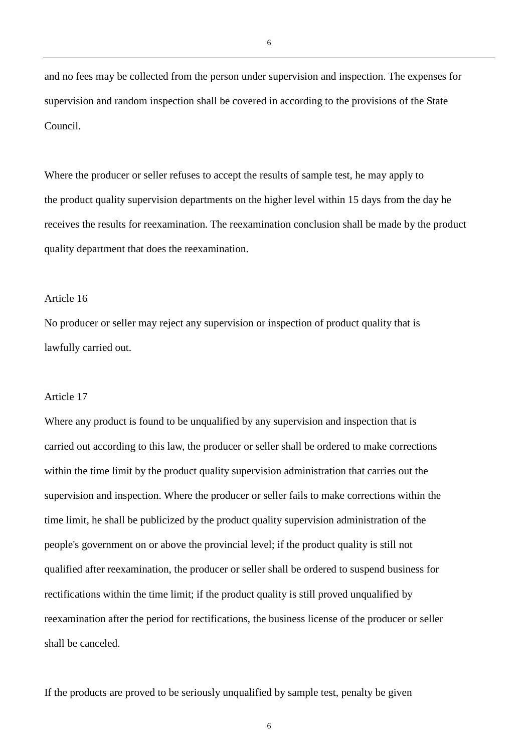and no fees may be collected from the person under supervision and inspection. The expenses for supervision and random inspection shall be covered in according to the provisions of the State Council.

Where the producer or seller refuses to accept the results of sample test, he may apply to the product quality supervision departments on the higher level within 15 days from the day he receives the results for reexamination. The reexamination conclusion shall be made by the product quality department that does the reexamination.

Article 16

No producer or seller may reject any supervision or inspection of product quality that is lawfully carried out.

Article 17

Where any product is found to be unqualified by any supervision and inspection that is carried out according to this law, the producer or seller shall be ordered to make corrections within the time limit by the product quality supervision administration that carries out the supervision and inspection. Where the producer or seller fails to make corrections within the time limit, he shall be publicized by the product quality supervision administration of the people's government on or above the provincial level; if the product quality is still not qualified after reexamination, the producer or seller shall be ordered to suspend business for rectifications within the time limit; if the product quality is still proved unqualified by reexamination after the period for rectifications, the business license of the producer or seller shall be canceled.

If the products are proved to be seriously unqualified by sample test, penalty be given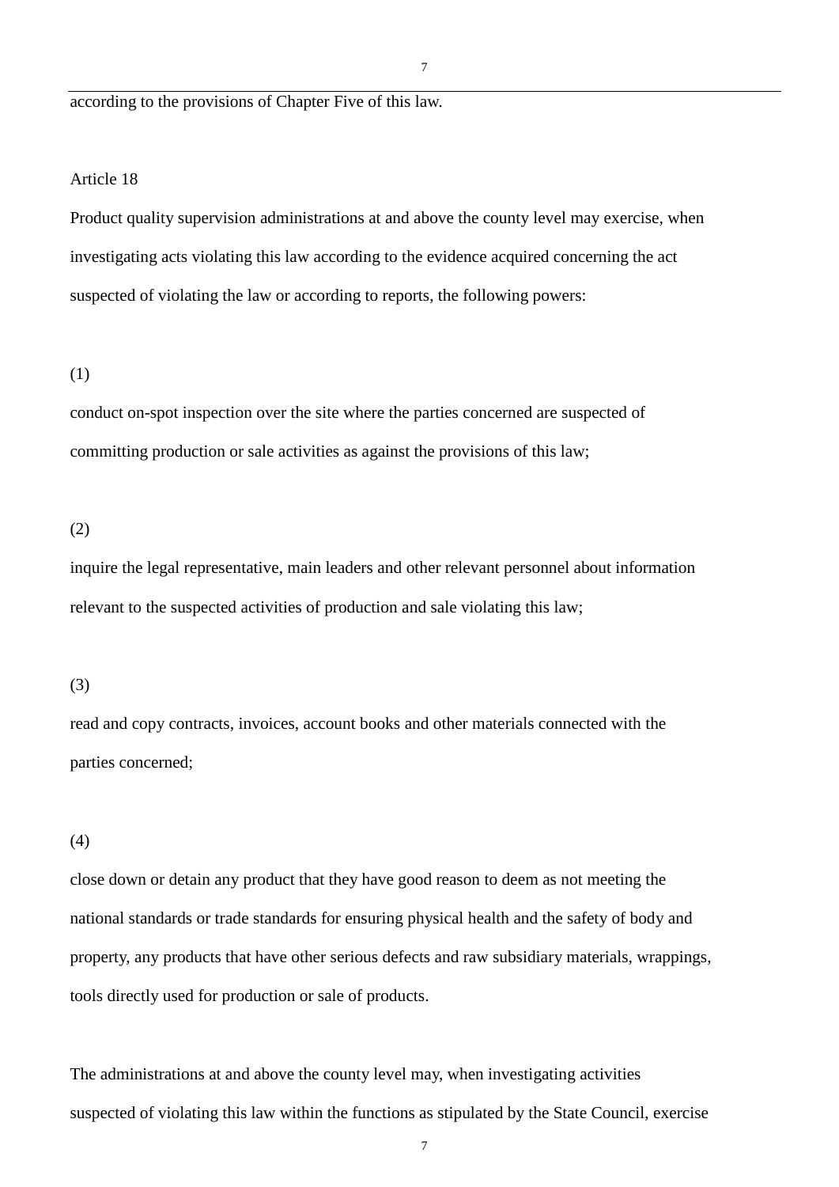according to the provisions of Chapter Five of this law.

Article 18

Product quality supervision administrations at and above the county level may exercise, when investigating acts violating this law according to the evidence acquired concerning the act suspected of violating the law or according to reports, the following powers:

(1)

conduct on-spot inspection over the site where the parties concerned are suspected of committing production or sale activities as against the provisions of this law;

(2)

inquire the legal representative, main leaders and other relevant personnel about information relevant to the suspected activities of production and sale violating this law;

(3)

read and copy contracts, invoices, account books and other materials connected with the parties concerned;

(4)

close down or detain any product that they have good reason to deem as not meeting the national standards or trade standards for ensuring physical health and the safety of body and property, any products that have other serious defects and raw subsidiary materials, wrappings, tools directly used for production or sale of products.

The administrations at and above the county level may, when investigating activities suspected of violating this law within the functions as stipulated by the State Council, exercise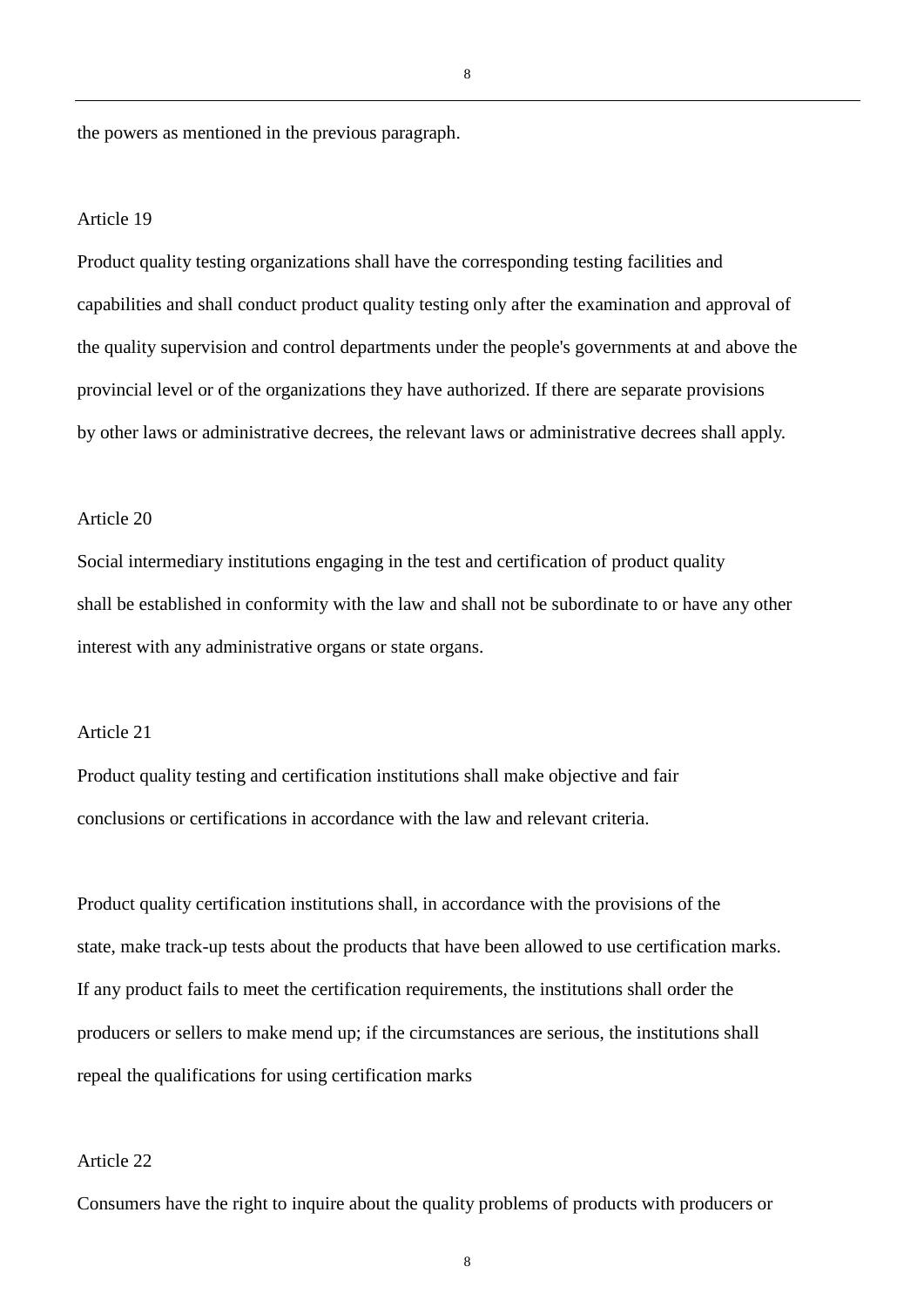the powers as mentioned in the previous paragraph.

Article 19

Product quality testing organizations shall have the corresponding testing facilities and capabilities and shall conduct product quality testing only after the examination and approval of the quality supervision and control departments under the people's governments at and above the provincial level or of the organizations they have authorized. If there are separate provisions by other laws or administrative decrees, the relevant laws or administrative decrees shall apply.

Article 20

Social intermediary institutions engaging in the test and certification of product quality shall be established in conformity with the law and shall not be subordinate to or have any other interest with any administrative organs or state organs.

Article 21

Product quality testing and certification institutions shall make objective and fair conclusions or certifications in accordance with the law and relevant criteria.

Product quality certification institutions shall, in accordance with the provisions of the state, make track-up tests about the products that have been allowed to use certification marks. If any product fails to meet the certification requirements, the institutions shall order the producers or sellers to make mend up; if the circumstances are serious, the institutions shall repeal the qualifications for using certification marks

Article 22

Consumers have the right to inquire about the quality problems of products with producers or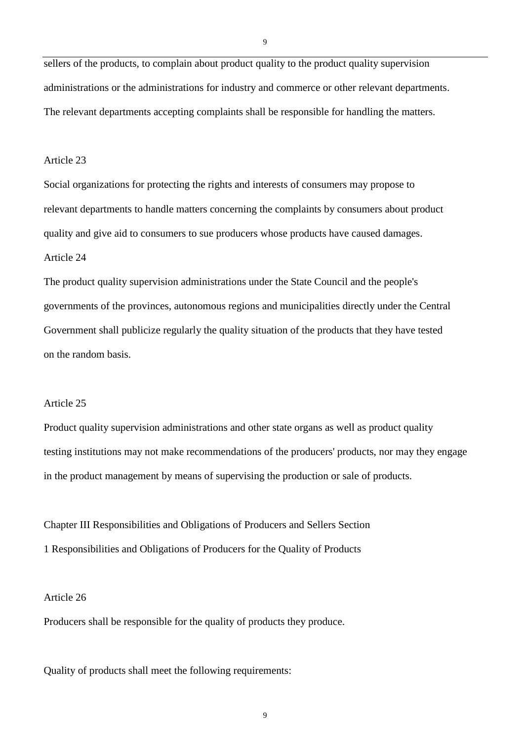sellers of the products, to complain about product quality to the product quality supervision administrations or the administrations for industry and commerce or other relevant departments. The relevant departments accepting complaints shall be responsible for handling the matters.

Article 23

Social organizations for protecting the rights and interests of consumers may propose to relevant departments to handle matters concerning the complaints by consumers about product quality and give aid to consumers to sue producers whose products have caused damages.

Article 24

The product quality supervision administrations under the State Council and the people's governments of the provinces, autonomous regions and municipalities directly under the Central Government shall publicize regularly the quality situation of the products that they have tested on the random basis.

Article 25

Product quality supervision administrations and other state organs as well as product quality testing institutions may not make recommendations of the producers' products, nor may they engage in the product management by means of supervising the production or sale of products.

Chapter III Responsibilities and Obligations of Producers and Sellers Section 1 Responsibilities and Obligations of Producers for the Quality of Products

Article 26

Producers shall be responsible for the quality of products they produce.

Quality of products shall meet the following requirements: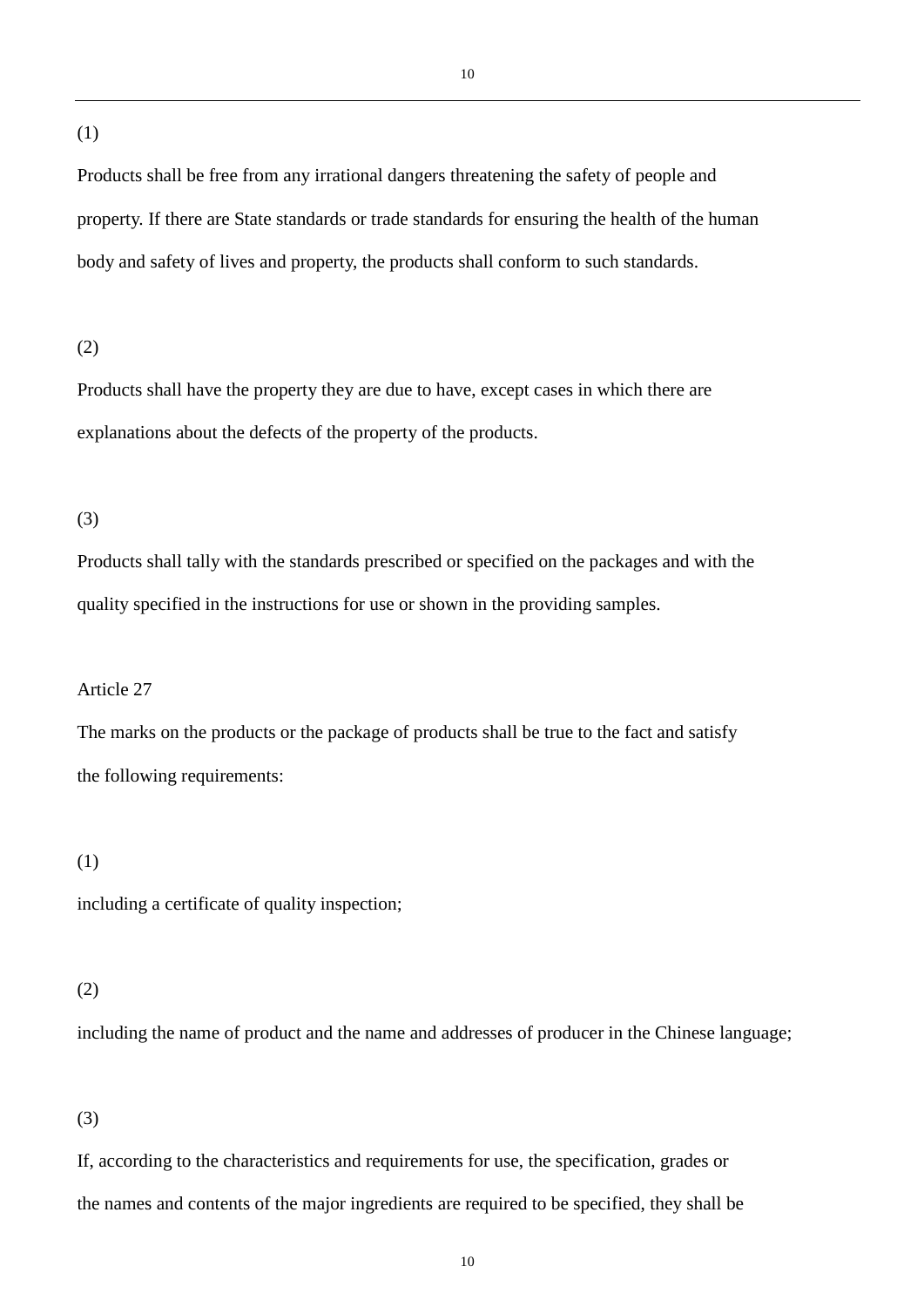(1)

Products shall be free from any irrational dangers threatening the safety of people and property. If there are State standards or trade standards for ensuring the health of the human body and safety of lives and property, the products shall conform to such standards.

(2)

Products shall have the property they are due to have, except cases in which there are explanations about the defects of the property of the products.

(3)

Products shall tally with the standards prescribed or specified on the packages and with the quality specified in the instructions for use or shown in the providing samples.

Article 27

The marks on the products or the package of products shall be true to the fact and satisfy the following requirements:

(1)

including a certificate of quality inspection;

(2)

including the name of product and the name and addresses of producer in the Chinese language;

(3)

If, according to the characteristics and requirements for use, the specification, grades or the names and contents of the major ingredients are required to be specified, they shall be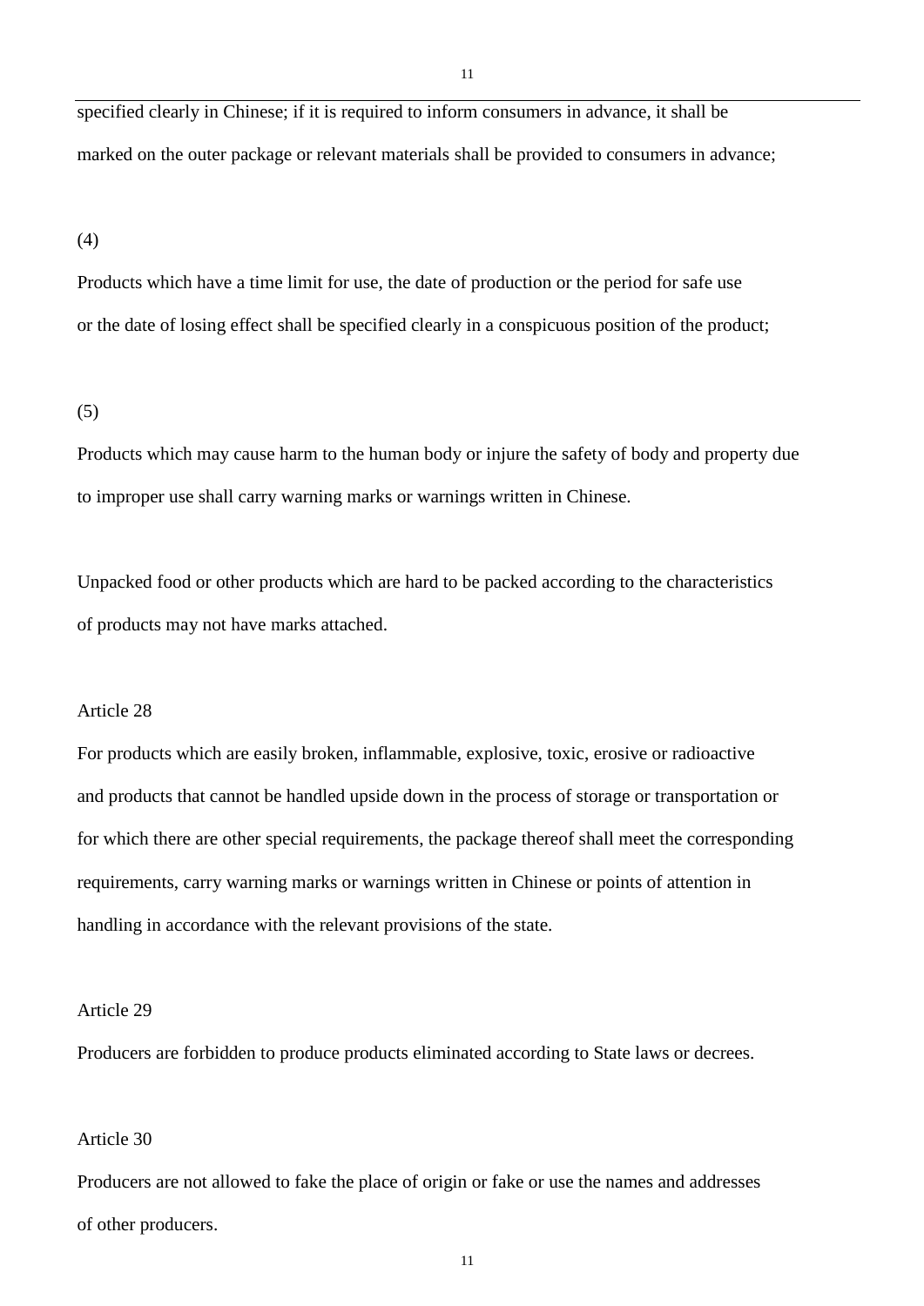specified clearly in Chinese; if it is required to inform consumers in advance, it shall be marked on the outer package or relevant materials shall be provided to consumers in advance;

(4)

Products which have a time limit for use, the date of production or the period for safe use or the date of losing effect shall be specified clearly in a conspicuous position of the product;

(5)

Products which may cause harm to the human body or injure the safety of body and property due to improper use shall carry warning marks or warnings written in Chinese.

Unpacked food or other products which are hard to be packed according to the characteristics of products may not have marks attached.

Article 28

For products which are easily broken, inflammable, explosive, toxic, erosive or radioactive and products that cannot be handled upside down in the process of storage or transportation or for which there are other special requirements, the package thereof shall meet the corresponding requirements, carry warning marks or warnings written in Chinese or points of attention in handling in accordance with the relevant provisions of the state.

Article 29

Producers are forbidden to produce products eliminated according to State laws or decrees.

Article 30

Producers are not allowed to fake the place of origin or fake or use the names and addresses of other producers.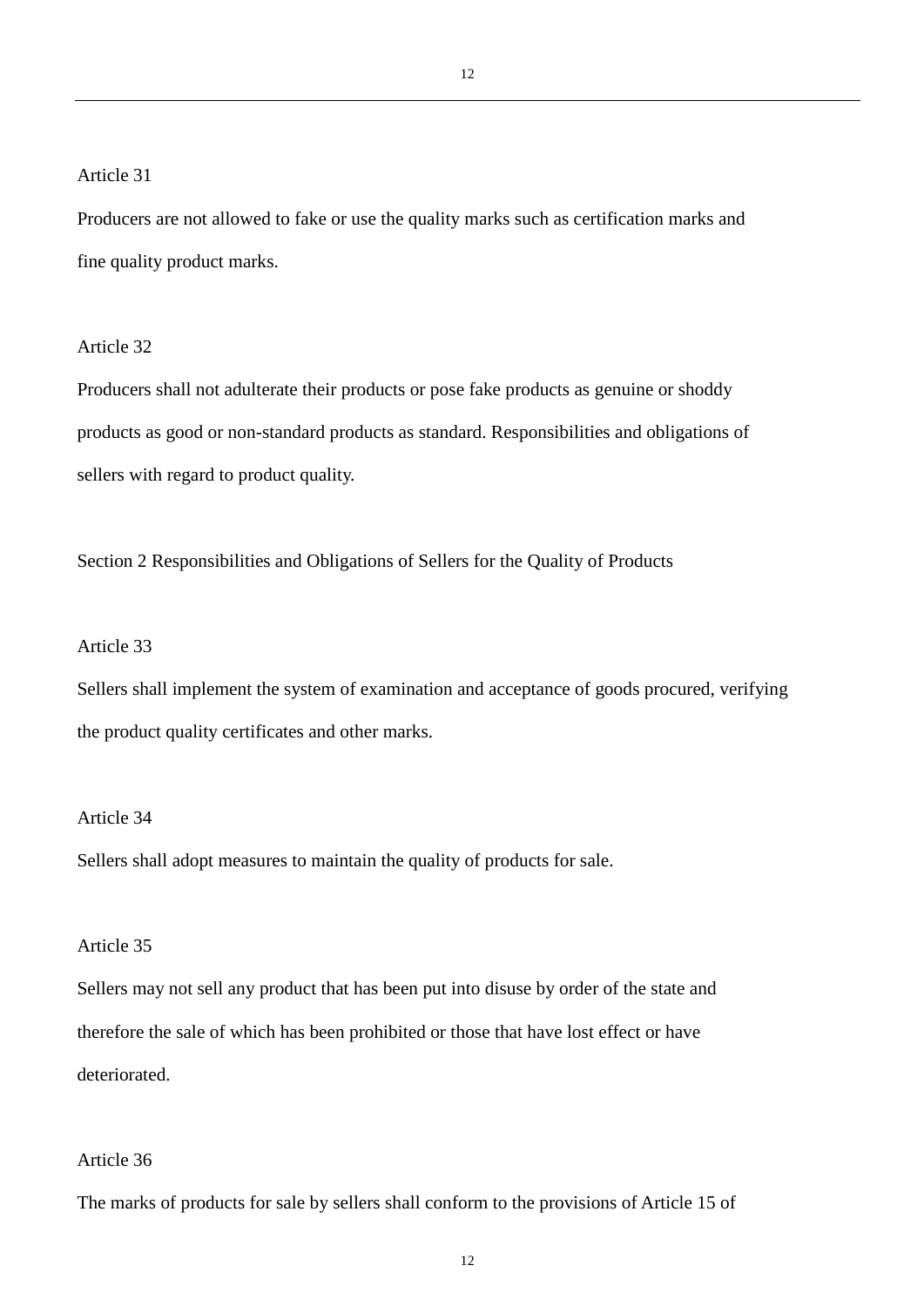Article 31

Producers are not allowed to fake or use the quality marks such as certification marks and fine quality product marks.

Article 32

Producers shall not adulterate their products or pose fake products as genuine or shoddy products as good or non-standard products as standard. Responsibilities and obligations of sellers with regard to product quality.

## Section 2 Responsibilities and Obligations of Sellers for the Quality of Products

Article 33

Sellers shall implement the system of examination and acceptance of goods procured, verifying the product quality certificates and other marks.

Article 34

Sellers shall adopt measures to maintain the quality of products for sale.

Article 35

Sellers may not sell any product that has been put into disuse by order of the state and therefore the sale of which has been prohibited or those that have lost effect or have deteriorated.

Article 36

The marks of products for sale by sellers shall conform to the provisions of Article 15 of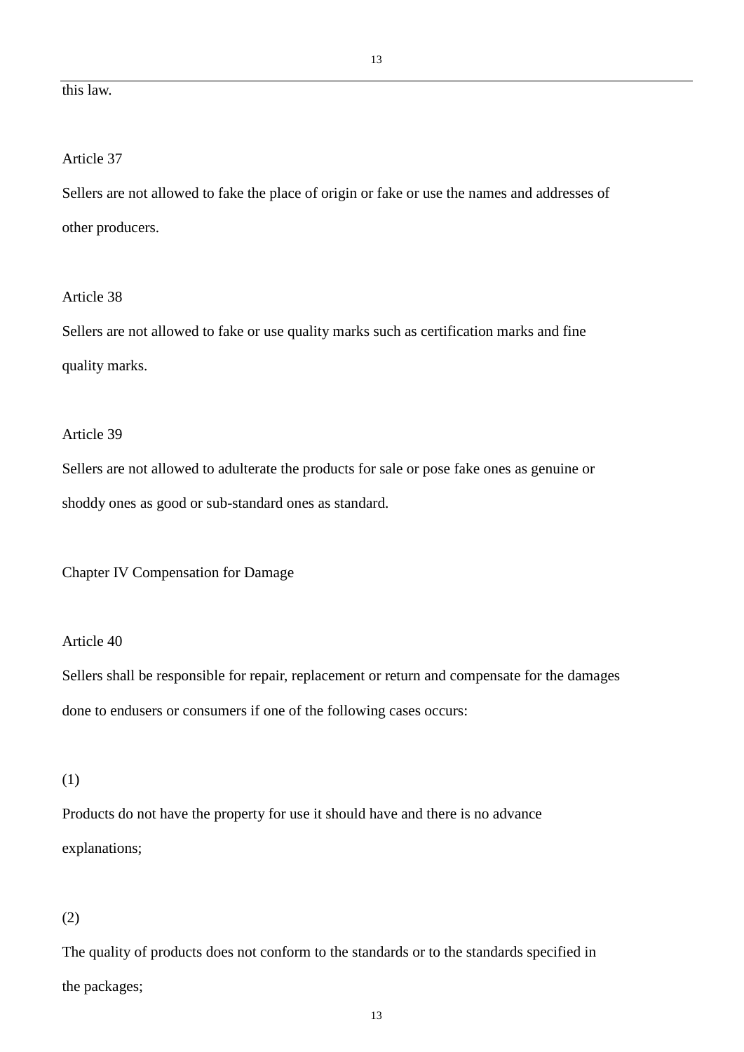this law.

Article 37

Sellers are not allowed to fake the place of origin or fake or use the names and addresses of other producers.

Article 38

Sellers are not allowed to fake or use quality marks such as certification marks and fine quality marks.

Article 39

Sellers are not allowed to adulterate the products for sale or pose fake ones as genuine or shoddy ones as good or sub-standard ones as standard.

## Chapter IV Compensation for Damage

Article 40

Sellers shall be responsible for repair, replacement or return and compensate for the damages done to endusers or consumers if one of the following cases occurs:

(1)

Products do not have the property for use it should have and there is no advance explanations;

(2)

The quality of products does not conform to the standards or to the standards specified in the packages;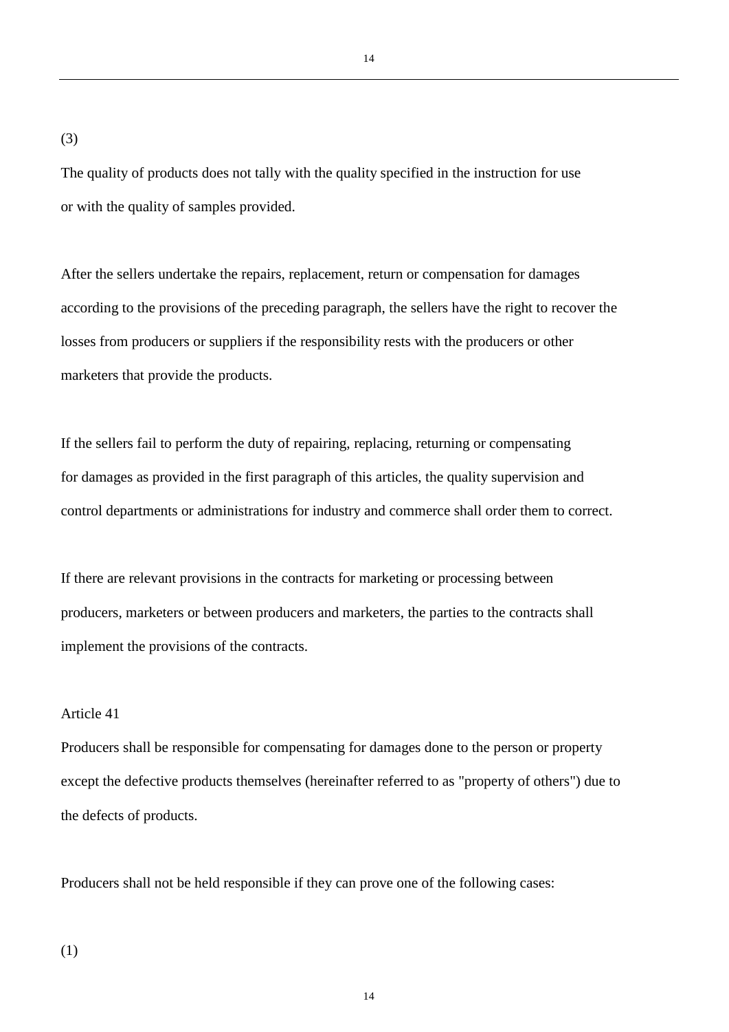(3)

The quality of products does not tally with the quality specified in the instruction for use or with the quality of samples provided.

After the sellers undertake the repairs, replacement, return or compensation for damages according to the provisions of the preceding paragraph, the sellers have the right to recover the losses from producers or suppliers if the responsibility rests with the producers or other marketers that provide the products.

If the sellers fail to perform the duty of repairing, replacing, returning or compensating for damages as provided in the first paragraph of this articles, the quality supervision and control departments or administrations for industry and commerce shall order them to correct.

If there are relevant provisions in the contracts for marketing or processing between producers, marketers or between producers and marketers, the parties to the contracts shall implement the provisions of the contracts.

Article 41

Producers shall be responsible for compensating for damages done to the person or property except the defective products themselves (hereinafter referred to as "property of others") due to the defects of products.

Producers shall not be held responsible if they can prove one of the following cases:

(1)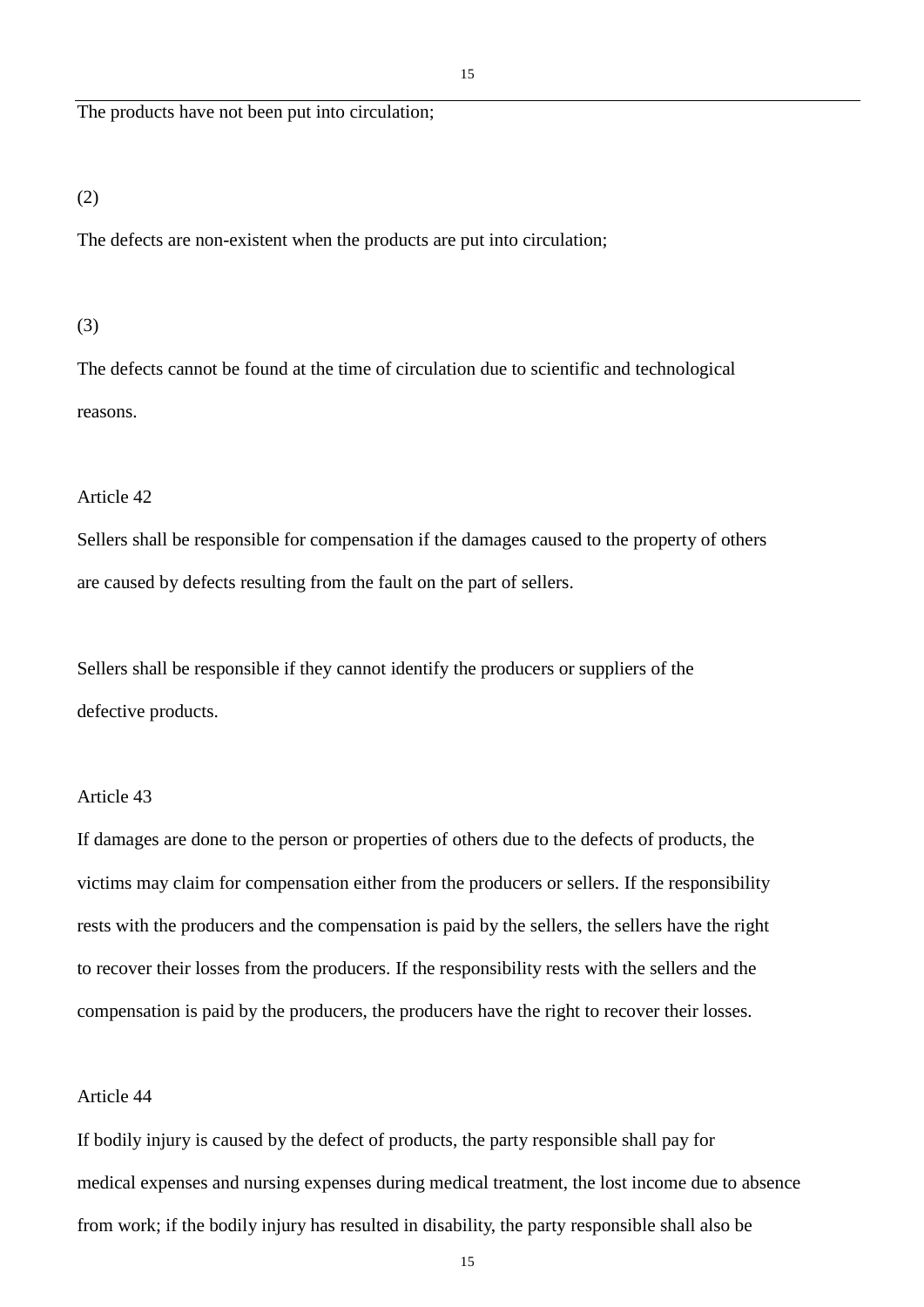The products have not been put into circulation;

(2)

The defects are non-existent when the products are put into circulation;

(3)

The defects cannot be found at the time of circulation due to scientific and technological reasons.

Article 42

Sellers shall be responsible for compensation if the damages caused to the property of others are caused by defects resulting from the fault on the part of sellers.

Sellers shall be responsible if they cannot identify the producers or suppliers of the defective products.

Article 43

If damages are done to the person or properties of others due to the defects of products, the victims may claim for compensation either from the producers or sellers. If the responsibility rests with the producers and the compensation is paid by the sellers, the sellers have the right to recover their losses from the producers. If the responsibility rests with the sellers and the compensation is paid by the producers, the producers have the right to recover their losses.

Article 44

If bodily injury is caused by the defect of products, the party responsible shall pay for medical expenses and nursing expenses during medical treatment, the lost income due to absence from work; if the bodily injury has resulted in disability, the party responsible shall also be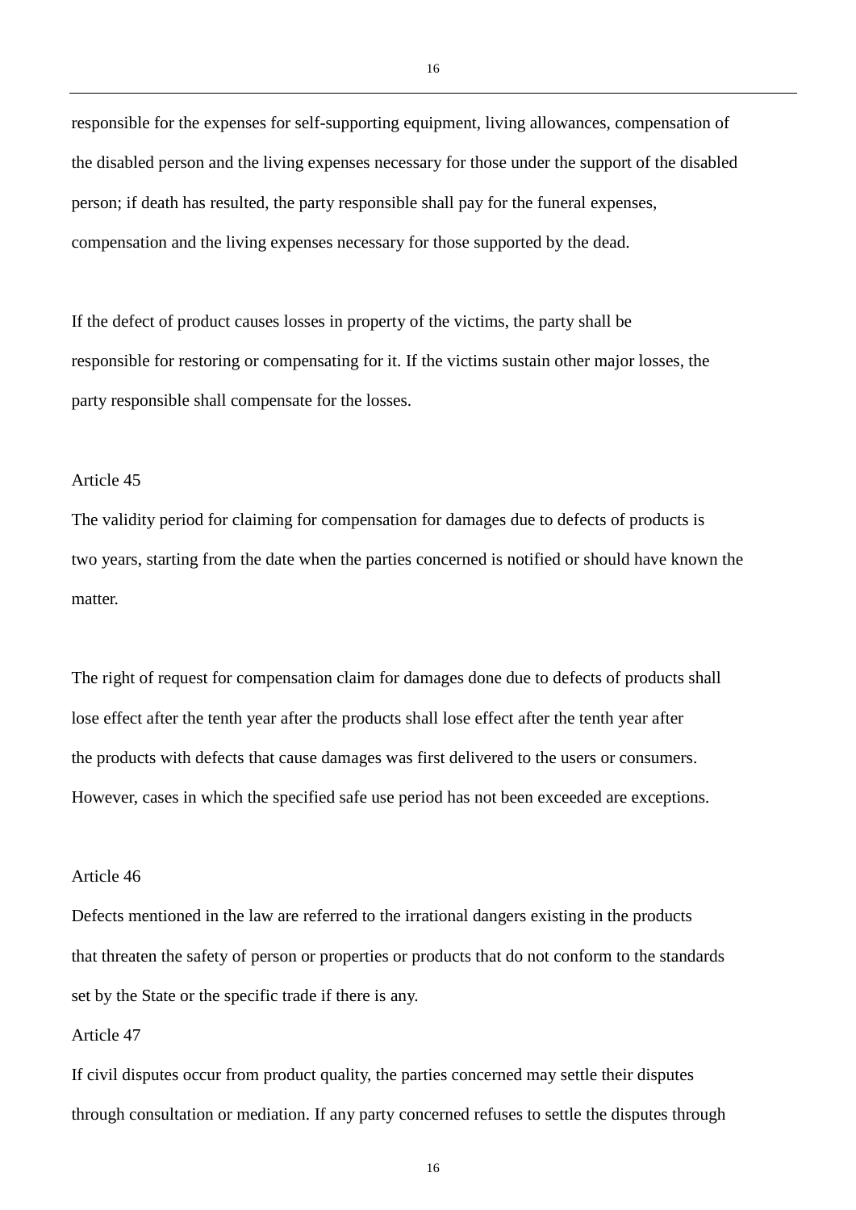responsible for the expenses for self-supporting equipment, living allowances, compensation of the disabled person and the living expenses necessary for those under the support of the disabled person; if death has resulted, the party responsible shall pay for the funeral expenses, compensation and the living expenses necessary for those supported by the dead.

If the defect of product causes losses in property of the victims, the party shall be responsible for restoring or compensating for it. If the victims sustain other major losses, the party responsible shall compensate for the losses.

Article 45

The validity period for claiming for compensation for damages due to defects of products is two years, starting from the date when the parties concerned is notified or should have known the matter.

The right of request for compensation claim for damages done due to defects of products shall lose effect after the tenth year after the products shall lose effect after the tenth year after the products with defects that cause damages was first delivered to the users or consumers. However, cases in which the specified safe use period has not been exceeded are exceptions.

Article 46

Defects mentioned in the law are referred to the irrational dangers existing in the products that threaten the safety of person or properties or products that do not conform to the standards set by the State or the specific trade if there is any.

Article 47

If civil disputes occur from product quality, the parties concerned may settle their disputes through consultation or mediation. If any party concerned refuses to settle the disputes through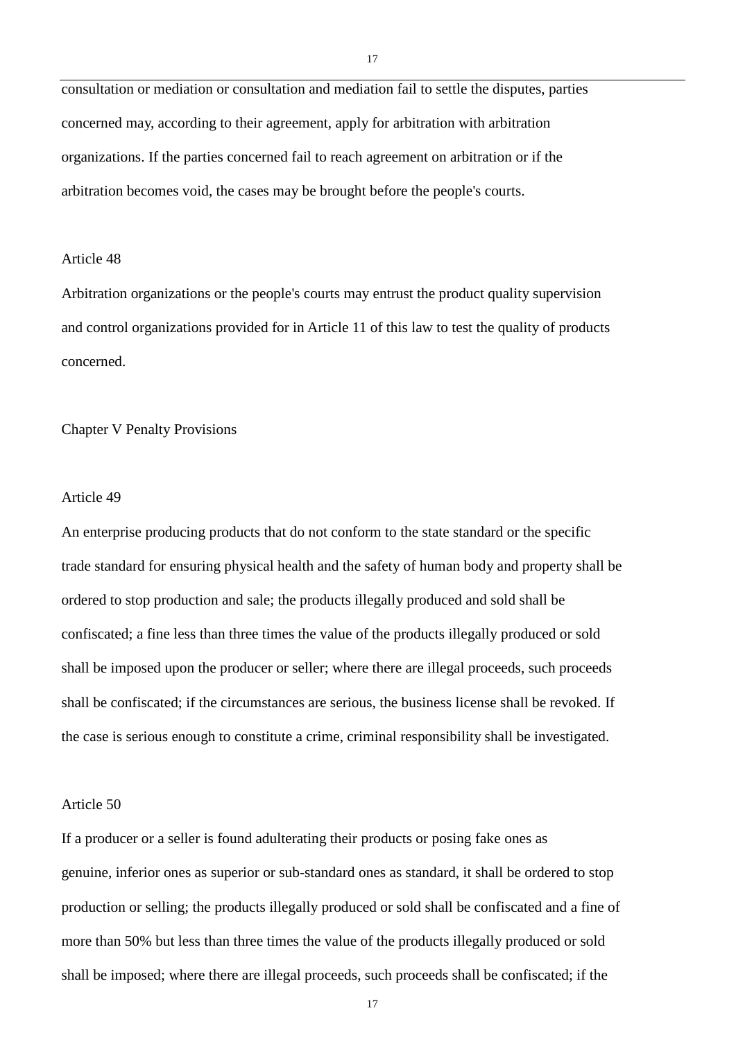consultation or mediation or consultation and mediation fail to settle the disputes, parties concerned may, according to their agreement, apply for arbitration with arbitration organizations. If the parties concerned fail to reach agreement on arbitration or if the arbitration becomes void, the cases may be brought before the people's courts.

Article 48

Arbitration organizations or the people's courts may entrust the product quality supervision and control organizations provided for in Article 11 of this law to test the quality of products concerned.

## Chapter V Penalty Provisions

Article 49

An enterprise producing products that do not conform to the state standard or the specific trade standard for ensuring physical health and the safety of human body and property shall be ordered to stop production and sale; the products illegally produced and sold shall be confiscated; a fine less than three times the value of the products illegally produced or sold shall be imposed upon the producer or seller; where there are illegal proceeds, such proceeds shall be confiscated; if the circumstances are serious, the business license shall be revoked. If the case is serious enough to constitute a crime, criminal responsibility shall be investigated.

Article 50

If a producer or a seller is found adulterating their products or posing fake ones as genuine, inferior ones as superior or sub-standard ones as standard, it shall be ordered to stop production or selling; the products illegally produced or sold shall be confiscated and a fine of more than 50% but less than three times the value of the products illegally produced or sold shall be imposed; where there are illegal proceeds, such proceeds shall be confiscated; if the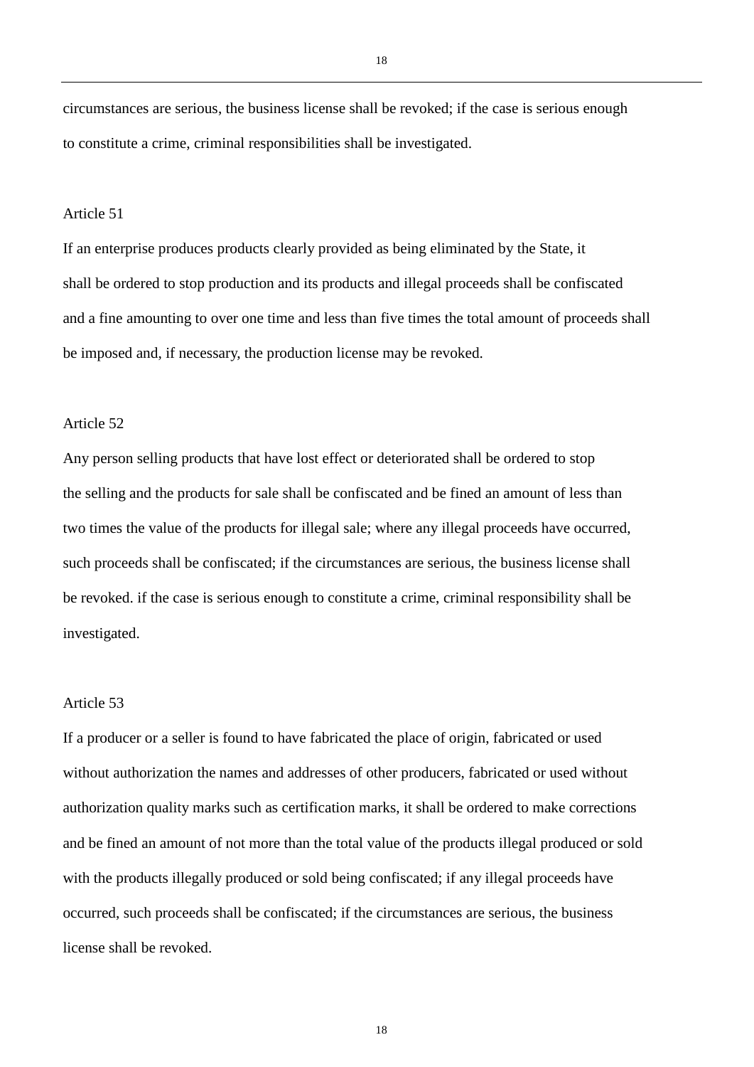circumstances are serious, the business license shall be revoked; if the case is serious enough to constitute a crime, criminal responsibilities shall be investigated.

Article 51

If an enterprise produces products clearly provided as being eliminated by the State, it shall be ordered to stop production and its products and illegal proceeds shall be confiscated and a fine amounting to over one time and less than five times the total amount of proceeds shall be imposed and, if necessary, the production license may be revoked.

Article 52

Any person selling products that have lost effect or deteriorated shall be ordered to stop the selling and the products for sale shall be confiscated and be fined an amount of less than two times the value of the products for illegal sale; where any illegal proceeds have occurred, such proceeds shall be confiscated; if the circumstances are serious, the business license shall be revoked. if the case is serious enough to constitute a crime, criminal responsibility shall be investigated.

Article 53

If a producer or a seller is found to have fabricated the place of origin, fabricated or used without authorization the names and addresses of other producers, fabricated or used without authorization quality marks such as certification marks, it shall be ordered to make corrections and be fined an amount of not more than the total value of the products illegal produced or sold with the products illegally produced or sold being confiscated; if any illegal proceeds have occurred, such proceeds shall be confiscated; if the circumstances are serious, the business license shall be revoked.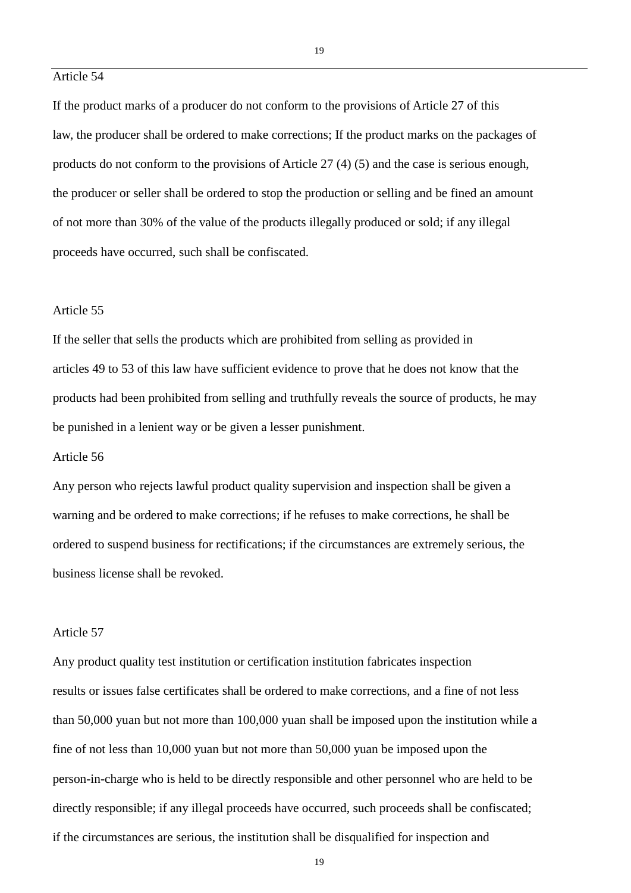Article 54

If the product marks of a producer do not conform to the provisions of Article 27 of this law, the producer shall be ordered to make corrections; If the product marks on the packages of products do not conform to the provisions of Article 27 (4) (5) and the case is serious enough, the producer or seller shall be ordered to stop the production or selling and be fined an amount of not more than 30% of the value of the products illegally produced or sold; if any illegal proceeds have occurred, such shall be confiscated.

Article 55

If the seller that sells the products which are prohibited from selling as provided in articles 49 to 53 of this law have sufficient evidence to prove that he does not know that the products had been prohibited from selling and truthfully reveals the source of products, he may be punished in a lenient way or be given a lesser punishment.

Article 56

Any person who rejects lawful product quality supervision and inspection shall be given a warning and be ordered to make corrections; if he refuses to make corrections, he shall be ordered to suspend business for rectifications; if the circumstances are extremely serious, the business license shall be revoked.

Article 57

Any product quality test institution or certification institution fabricates inspection results or issues false certificates shall be ordered to make corrections, and a fine of not less than 50,000 yuan but not more than 100,000 yuan shall be imposed upon the institution while a fine of not less than 10,000 yuan but not more than 50,000 yuan be imposed upon the person-in-charge who is held to be directly responsible and other personnel who are held to be directly responsible; if any illegal proceeds have occurred, such proceeds shall be confiscated; if the circumstances are serious, the institution shall be disqualified for inspection and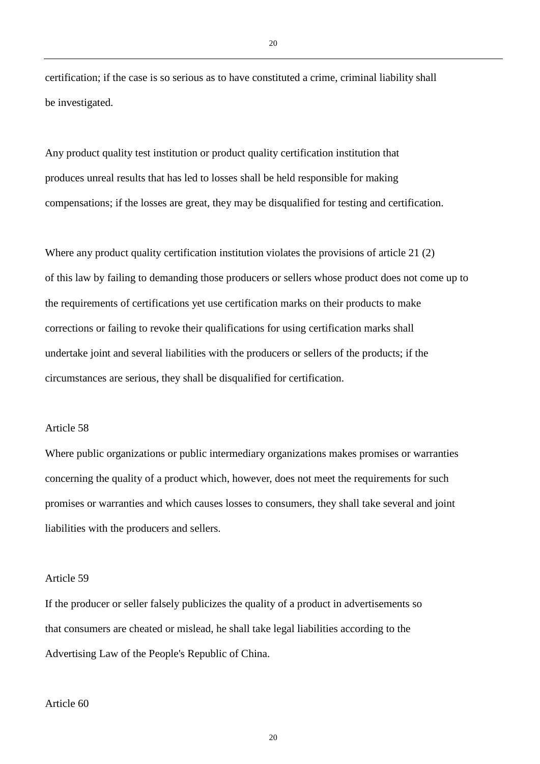certification; if the case is so serious as to have constituted a crime, criminal liability shall be investigated.

Any product quality test institution or product quality certification institution that produces unreal results that has led to losses shall be held responsible for making compensations; if the losses are great, they may be disqualified for testing and certification.

Where any product quality certification institution violates the provisions of article 21 (2) of this law by failing to demanding those producers or sellers whose product does not come up to the requirements of certifications yet use certification marks on their products to make corrections or failing to revoke their qualifications for using certification marks shall undertake joint and several liabilities with the producers or sellers of the products; if the circumstances are serious, they shall be disqualified for certification.

Article 58

Where public organizations or public intermediary organizations makes promises or warranties concerning the quality of a product which, however, does not meet the requirements for such promises or warranties and which causes losses to consumers, they shall take several and joint liabilities with the producers and sellers.

Article 59

If the producer or seller falsely publicizes the quality of a product in advertisements so that consumers are cheated or mislead, he shall take legal liabilities according to the Advertising Law of the People's Republic of China.

Article 60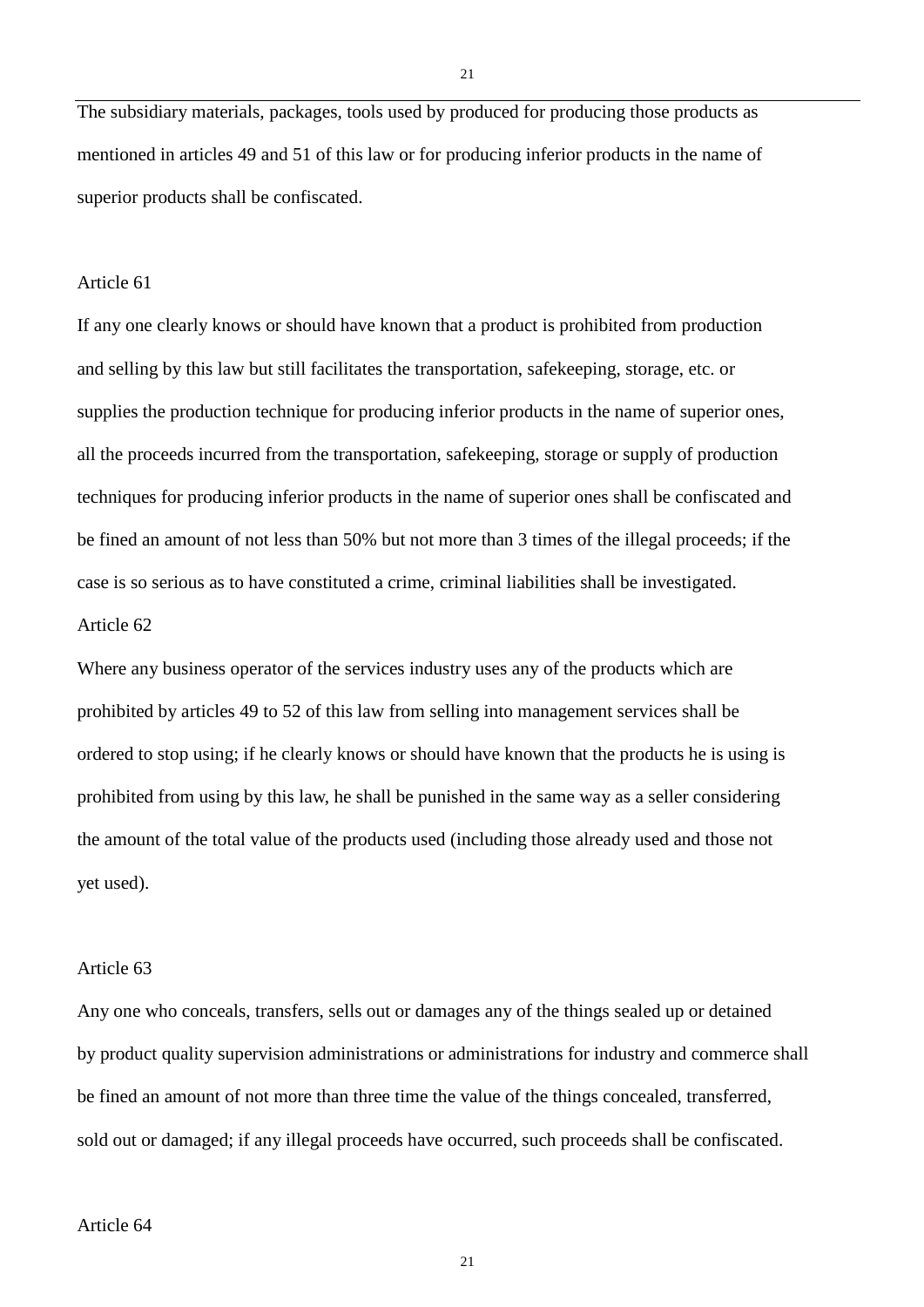The subsidiary materials, packages, tools used by produced for producing those products as mentioned in articles 49 and 51 of this law or for producing inferior products in the name of superior products shall be confiscated.

Article 61

If any one clearly knows or should have known that a product is prohibited from production and selling by this law but still facilitates the transportation, safekeeping, storage, etc. or supplies the production technique for producing inferior products in the name of superior ones, all the proceeds incurred from the transportation, safekeeping, storage or supply of production techniques for producing inferior products in the name of superior ones shall be confiscated and be fined an amount of not less than 50% but not more than 3 times of the illegal proceeds; if the case is so serious as to have constituted a crime, criminal liabilities shall be investigated.

Article 62

Where any business operator of the services industry uses any of the products which are prohibited by articles 49 to 52 of this law from selling into management services shall be ordered to stop using; if he clearly knows or should have known that the products he is using is prohibited from using by this law, he shall be punished in the same way as a seller considering the amount of the total value of the products used (including those already used and those not yet used).

Article 63

Any one who conceals, transfers, sells out or damages any of the things sealed up or detained by product quality supervision administrations or administrations for industry and commerce shall be fined an amount of not more than three time the value of the things concealed, transferred, sold out or damaged; if any illegal proceeds have occurred, such proceeds shall be confiscated.

Article 64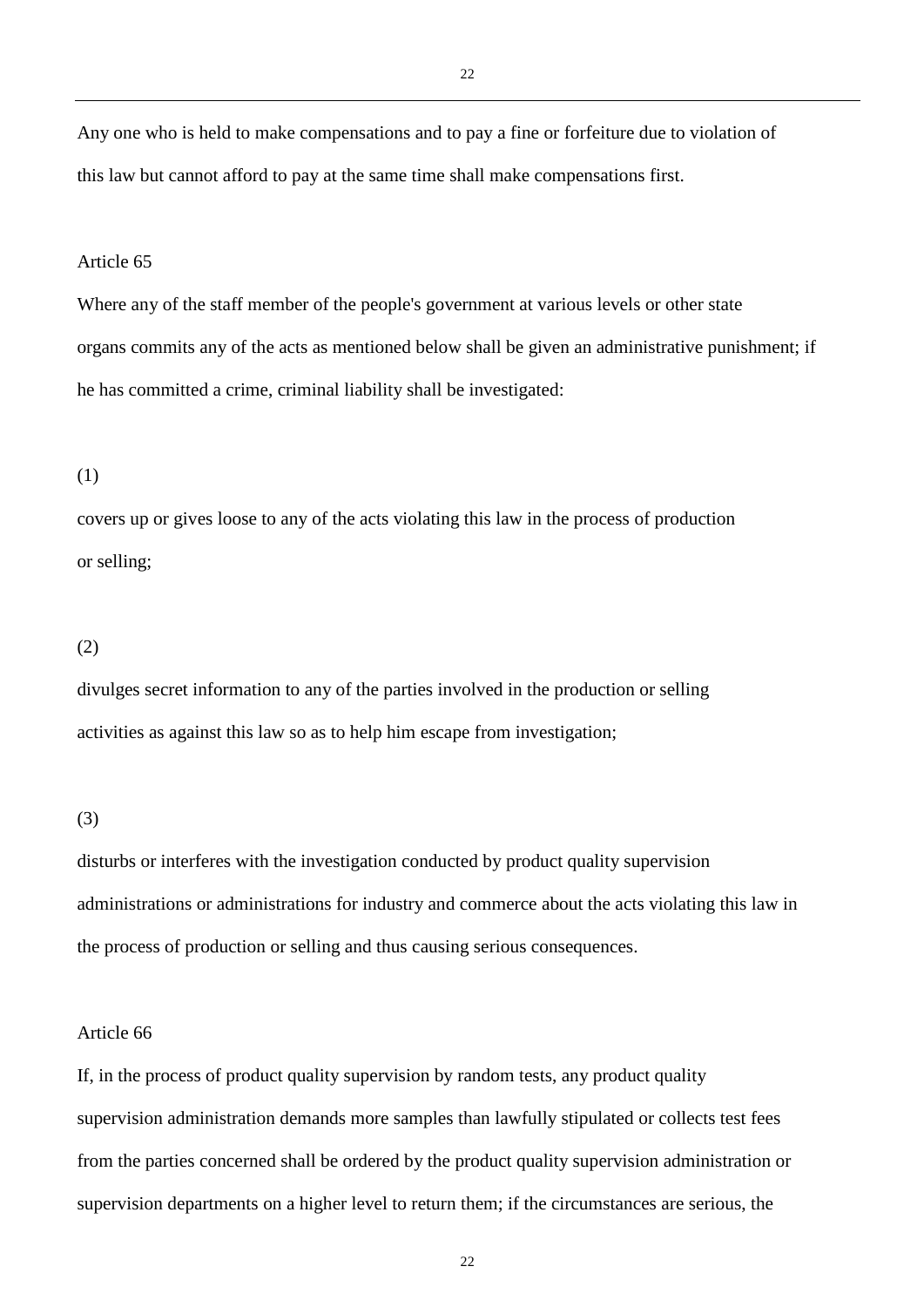Any one who is held to make compensations and to pay a fine or forfeiture due to violation of this law but cannot afford to pay at the same time shall make compensations first.

Article 65

Where any of the staff member of the people's government at various levels or other state organs commits any of the acts as mentioned below shall be given an administrative punishment; if he has committed a crime, criminal liability shall be investigated:

(1)

covers up or gives loose to any of the acts violating this law in the process of production or selling;

(2)

divulges secret information to any of the parties involved in the production or selling activities as against this law so as to help him escape from investigation;

(3)

disturbs or interferes with the investigation conducted by product quality supervision administrations or administrations for industry and commerce about the acts violating this law in the process of production or selling and thus causing serious consequences.

Article 66

If, in the process of product quality supervision by random tests, any product quality supervision administration demands more samples than lawfully stipulated or collects test fees from the parties concerned shall be ordered by the product quality supervision administration or supervision departments on a higher level to return them; if the circumstances are serious, the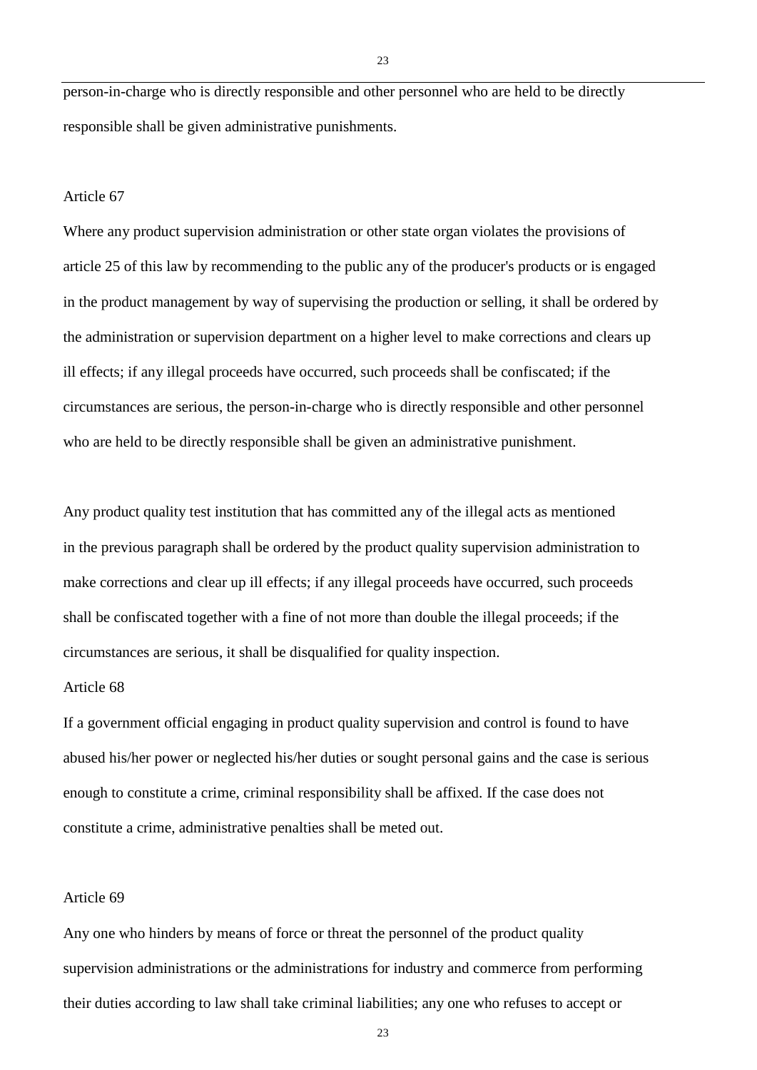person-in-charge who is directly responsible and other personnel who are held to be directly responsible shall be given administrative punishments.

Article 67

Where any product supervision administration or other state organ violates the provisions of article 25 of this law by recommending to the public any of the producer's products or is engaged in the product management by way of supervising the production or selling, it shall be ordered by the administration or supervision department on a higher level to make corrections and clears up ill effects; if any illegal proceeds have occurred, such proceeds shall be confiscated; if the circumstances are serious, the person-in-charge who is directly responsible and other personnel who are held to be directly responsible shall be given an administrative punishment.

Any product quality test institution that has committed any of the illegal acts as mentioned in the previous paragraph shall be ordered by the product quality supervision administration to make corrections and clear up ill effects; if any illegal proceeds have occurred, such proceeds shall be confiscated together with a fine of not more than double the illegal proceeds; if the circumstances are serious, it shall be disqualified for quality inspection.

Article 68

If a government official engaging in product quality supervision and control is found to have abused his/her power or neglected his/her duties or sought personal gains and the case is serious enough to constitute a crime, criminal responsibility shall be affixed. If the case does not constitute a crime, administrative penalties shall be meted out.

Article 69

Any one who hinders by means of force or threat the personnel of the product quality supervision administrations or the administrations for industry and commerce from performing their duties according to law shall take criminal liabilities; any one who refuses to accept or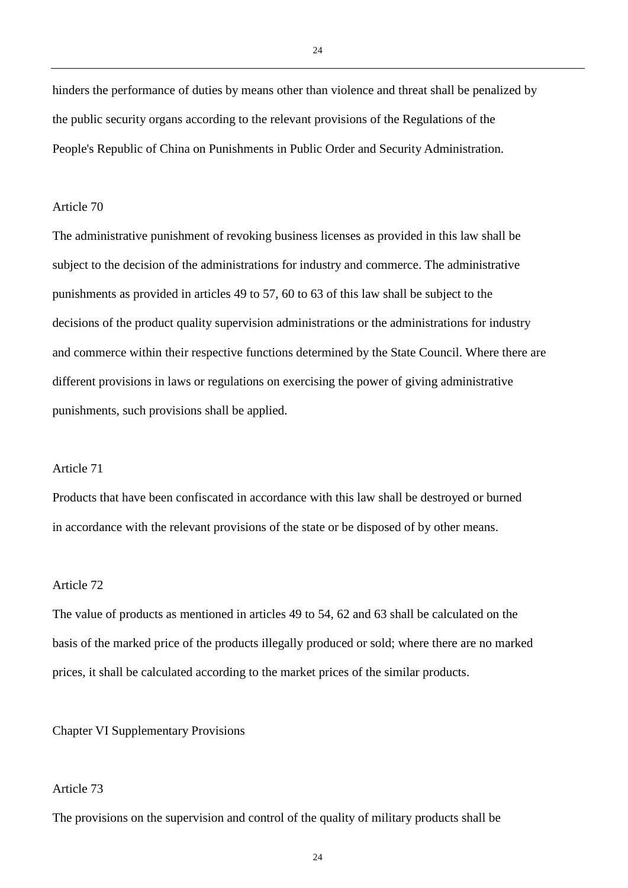hinders the performance of duties by means other than violence and threat shall be penalized by the public security organs according to the relevant provisions of the Regulations of the People's Republic of China on Punishments in Public Order and Security Administration.

Article 70

The administrative punishment of revoking business licenses as provided in this law shall be subject to the decision of the administrations for industry and commerce. The administrative punishments as provided in articles 49 to 57, 60 to 63 of this law shall be subject to the decisions of the product quality supervision administrations or the administrations for industry and commerce within their respective functions determined by the State Council. Where there are different provisions in laws or regulations on exercising the power of giving administrative punishments, such provisions shall be applied.

Article 71

Products that have been confiscated in accordance with this law shall be destroyed or burned in accordance with the relevant provisions of the state or be disposed of by other means.

Article 72

The value of products as mentioned in articles 49 to 54, 62 and 63 shall be calculated on the basis of the marked price of the products illegally produced or sold; where there are no marked prices, it shall be calculated according to the market prices of the similar products.

## Chapter VI Supplementary Provisions

Article 73

The provisions on the supervision and control of the quality of military products shall be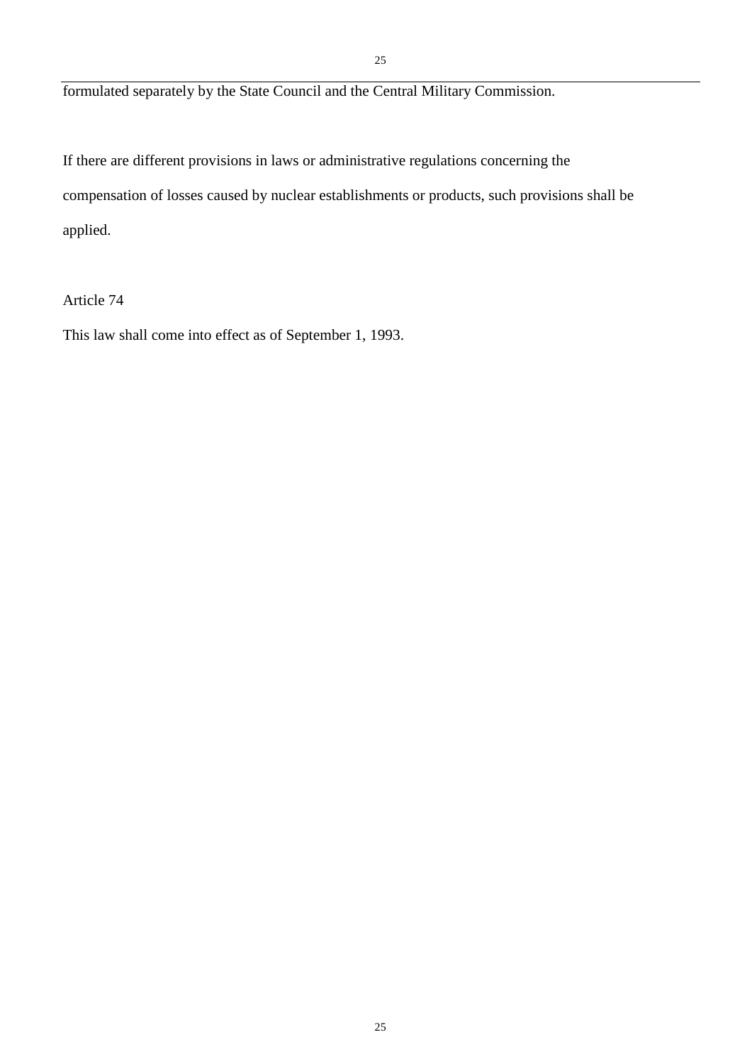formulated separately by the State Council and the Central Military Commission.

If there are different provisions in laws or administrative regulations concerning the compensation of losses caused by nuclear establishments or products, such provisions shall be applied.

Article 74

This law shall come into effect as of September 1, 1993.